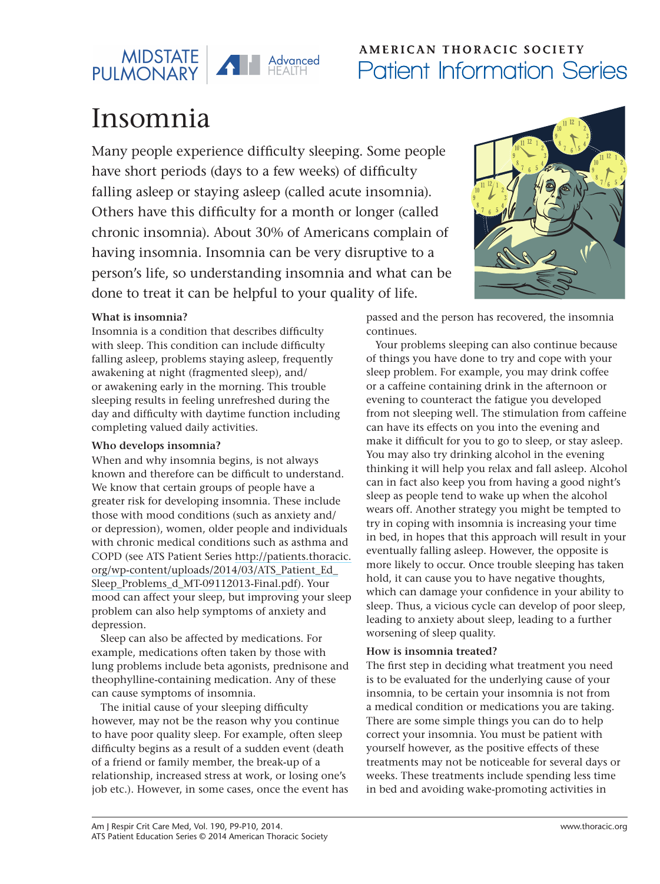MIDSTATE PULMONARY | Advanced HEALTH

AMERICAN THORACIC SOCIETY
Patient Information Series

# Insomnia

Many people experience difficulty sleeping. Some people have short periods (days to a few weeks) of difficulty falling asleep or staying asleep (called acute insomnia). Others have this difficulty for a month or longer (called chronic insomnia). About 30% of Americans complain of having insomnia. Insomnia can be very disruptive to a person's life, so understanding insomnia and what can be done to treat it can be helpful to your quality of life.

### What is insomnia?

Insomnia is a condition that describes difficulty with sleep. This condition can include difficulty falling asleep, problems staying asleep, frequently awakening at night (fragmented sleep), and/or awakening early in the morning. This trouble sleeping results in feeling unrefreshed during the day and difficulty with daytime function including completing valued daily activities.

### Who develops insomnia?

When and why insomnia begins, is not always known and therefore can be difficult to understand. We know that certain groups of people have a greater risk for developing insomnia. These include those with mood conditions (such as anxiety and/or depression), women, older people and individuals with chronic medical conditions such as asthma and COPD (see ATS Patient Series http://patients.thoracic.org/wp-content/uploads/2014/03/ATS_Patient_Ed_Sleep_Problems_d_MT-09112013-Final.pdf). Your mood can affect your sleep, but improving your sleep problem can also help symptoms of anxiety and depression.

Sleep can also be affected by medications. For example, medications often taken by those with lung problems include beta agonists, prednisone and theophylline-containing medication. Any of these can cause symptoms of insomnia.

The initial cause of your sleeping difficulty however, may not be the reason why you continue to have poor quality sleep. For example, often sleep difficulty begins as a result of a sudden event (death of a friend or family member, the break-up of a relationship, increased stress at work, or losing one's job etc.). However, in some cases, once the event has passed and the person has recovered, the insomnia continues.

Your problems sleeping can also continue because of things you have done to try and cope with your sleep problem. For example, you may drink coffee or a caffeine containing drink in the afternoon or evening to counteract the fatigue you developed from not sleeping well. The stimulation from caffeine can have its effects on you into the evening and make it difficult for you to go to sleep, or stay asleep. You may also try drinking alcohol in the evening thinking it will help you relax and fall asleep. Alcohol can in fact also keep you from having a good night's sleep as people tend to wake up when the alcohol wears off. Another strategy you might be tempted to try in coping with insomnia is increasing your time in bed, in hopes that this approach will result in your eventually falling asleep. However, the opposite is more likely to occur. Once trouble sleeping has taken hold, it can cause you to have negative thoughts, which can damage your confidence in your ability to sleep. Thus, a vicious cycle can develop of poor sleep, leading to anxiety about sleep, leading to a further worsening of sleep quality.

### How is insomnia treated?

The first step in deciding what treatment you need is to be evaluated for the underlying cause of your insomnia, to be certain your insomnia is not from a medical condition or medications you are taking. There are some simple things you can do to help correct your insomnia. You must be patient with yourself however, as the positive effects of these treatments may not be noticeable for several days or weeks. These treatments include spending less time in bed and avoiding wake-promoting activities in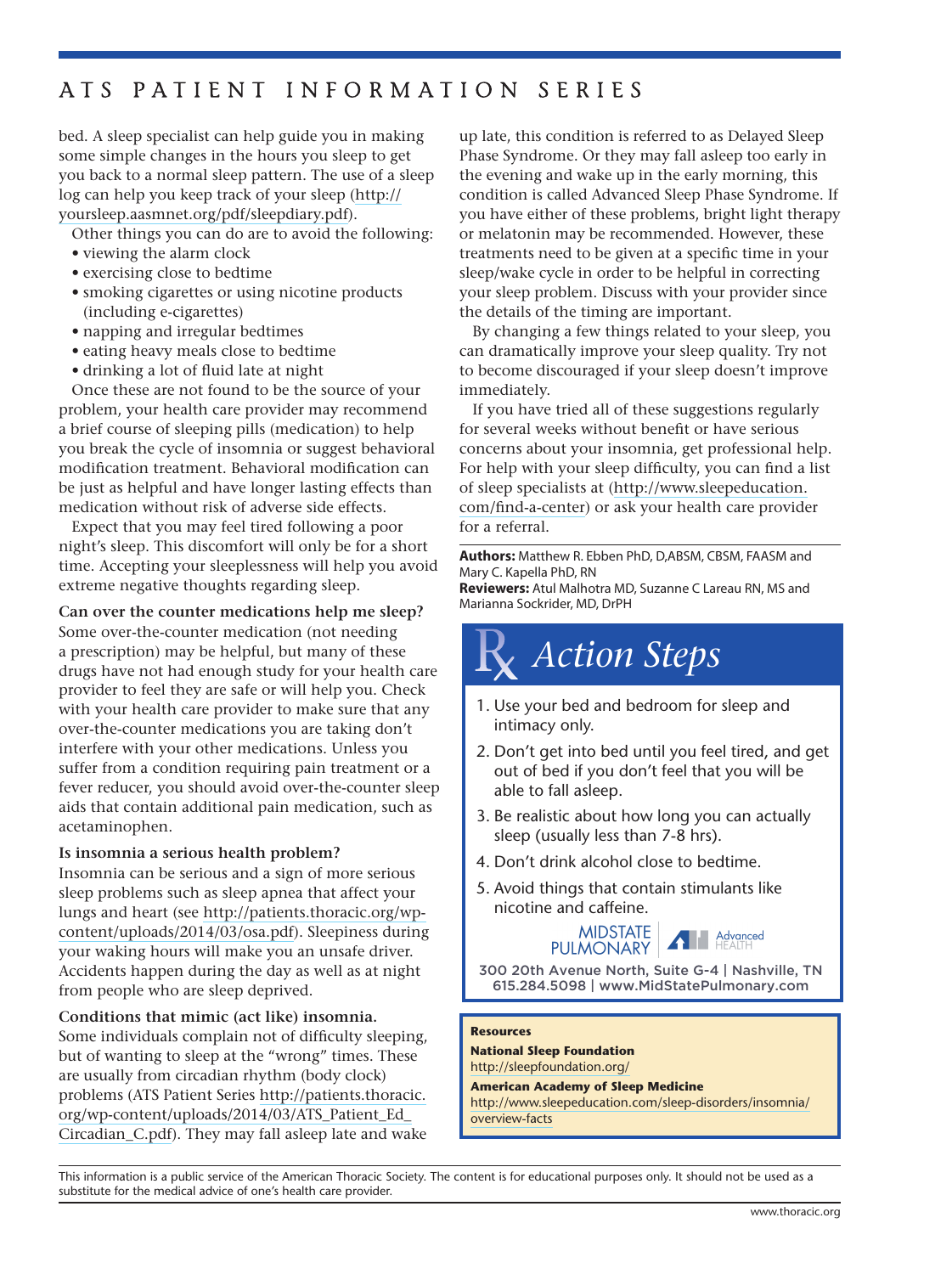bed. A sleep specialist can help guide you in making some simple changes in the hours you sleep to get you back to a normal sleep pattern. The use of a sleep log can help you keep track of your sleep (http://yoursleep.aasmnet.org/pdf/sleepdiary.pdf).

Other things you can do are to avoid the following:

- viewing the alarm clock
- exercising close to bedtime
- smoking cigarettes or using nicotine products (including e-cigarettes)
- napping and irregular bedtimes
- eating heavy meals close to bedtime
- drinking a lot of fluid late at night

Once these are not found to be the source of your problem, your health care provider may recommend a brief course of sleeping pills (medication) to help you break the cycle of insomnia or suggest behavioral modification treatment. Behavioral modification can be just as helpful and have longer lasting effects than medication without risk of adverse side effects.

Expect that you may feel tired following a poor night's sleep. This discomfort will only be for a short time. Accepting your sleeplessness will help you avoid extreme negative thoughts regarding sleep.

### Can over the counter medications help me sleep?

Some over-the-counter medication (not needing a prescription) may be helpful, but many of these drugs have not had enough study for your health care provider to feel they are safe or will help you. Check with your health care provider to make sure that any over-the-counter medications you are taking don't interfere with your other medications. Unless you suffer from a condition requiring pain treatment or a fever reducer, you should avoid over-the-counter sleep aids that contain additional pain medication, such as acetaminophen.

### Is insomnia a serious health problem?

Insomnia can be serious and a sign of more serious sleep problems such as sleep apnea that affect your lungs and heart (see http://patients.thoracic.org/wp-content/uploads/2014/03/osa.pdf). Sleepiness during your waking hours will make you an unsafe driver. Accidents happen during the day as well as at night from people who are sleep deprived.

### Conditions that mimic (act like) insomnia.

Some individuals complain not of difficulty sleeping, but of wanting to sleep at the "wrong" times. These are usually from circadian rhythm (body clock) problems (ATS Patient Series http://patients.thoracic.org/wp-content/uploads/2014/03/ATS_Patient_Ed_Circadian_C.pdf). They may fall asleep late and wake up late, this condition is referred to as Delayed Sleep Phase Syndrome. Or they may fall asleep too early in the evening and wake up in the early morning, this condition is called Advanced Sleep Phase Syndrome. If you have either of these problems, bright light therapy or melatonin may be recommended. However, these treatments need to be given at a specific time in your sleep/wake cycle in order to be helpful in correcting your sleep problem. Discuss with your provider since the details of the timing are important.

By changing a few things related to your sleep, you can dramatically improve your sleep quality. Try not to become discouraged if your sleep doesn't improve immediately.

If you have tried all of these suggestions regularly for several weeks without benefit or have serious concerns about your insomnia, get professional help. For help with your sleep difficulty, you can find a list of sleep specialists at (http://www.sleepeducation.com/find-a-center) or ask your health care provider for a referral.

**Authors:** Matthew R. Ebben PhD, D,ABSM, CBSM, FAASM and Mary C. Kapella PhD, RN
**Reviewers:** Atul Malhotra MD, Suzanne C Lareau RN, MS and Marianna Sockrider, MD, DrPH

## ℞ *Action Steps*

1. Use your bed and bedroom for sleep and intimacy only.
2. Don't get into bed until you feel tired, and get out of bed if you don't feel that you will be able to fall asleep.
3. Be realistic about how long you can actually sleep (usually less than 7-8 hrs).
4. Don't drink alcohol close to bedtime.
5. Avoid things that contain stimulants like nicotine and caffeine.

MIDSTATE PULMONARY | Advanced HEALTH

300 20th Avenue North, Suite G-4 | Nashville, TN
615.284.5098 | www.MidStatePulmonary.com

**Resources**

**National Sleep Foundation**
http://sleepfoundation.org/

**American Academy of Sleep Medicine**
http://www.sleepeducation.com/sleep-disorders/insomnia/overview-facts

This information is a public service of the American Thoracic Society. The content is for educational purposes only. It should not be used as a substitute for the medical advice of one's health care provider.